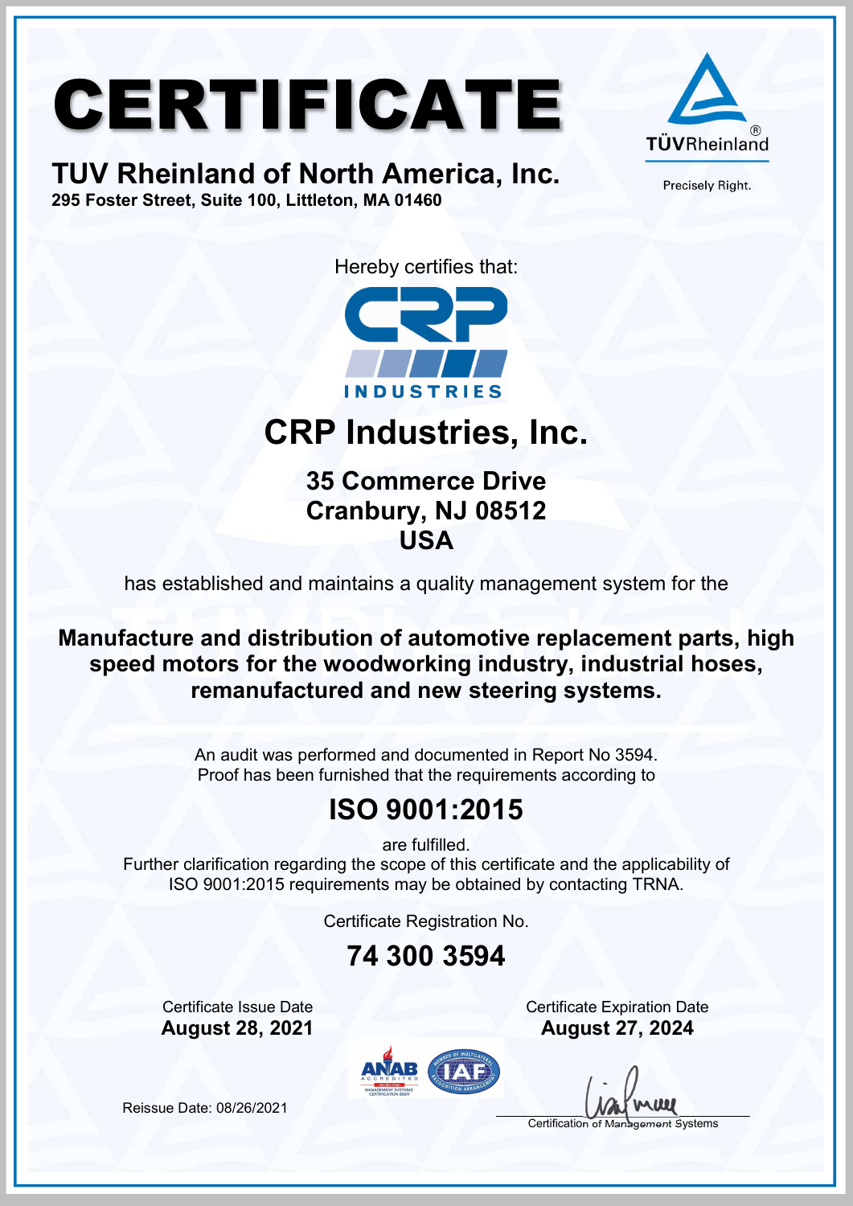# CERTIFICATE

## TUV Rheinland of North America, Inc.

**295 Foster Street, Suite 100, Littleton, MA 01460**

TÜVRheinland®

Precisely Right.

Hereby certifies that:

CRP INDUSTRIES

## CRP Industries, Inc.

**35 Commerce Drive**
**Cranbury, NJ 08512**
**USA**

has established and maintains a quality management system for the

**Manufacture and distribution of automotive replacement parts, high speed motors for the woodworking industry, industrial hoses, remanufactured and new steering systems.**

An audit was performed and documented in Report No 3594.
Proof has been furnished that the requirements according to

## ISO 9001:2015

are fulfilled.
Further clarification regarding the scope of this certificate and the applicability of ISO 9001:2015 requirements may be obtained by contacting TRNA.

Certificate Registration No.

**74 300 3594**

Certificate Issue Date
**August 28, 2021**

Certificate Expiration Date
**August 27, 2024**

Reissue Date: 08/26/2021

Certification of Management Systems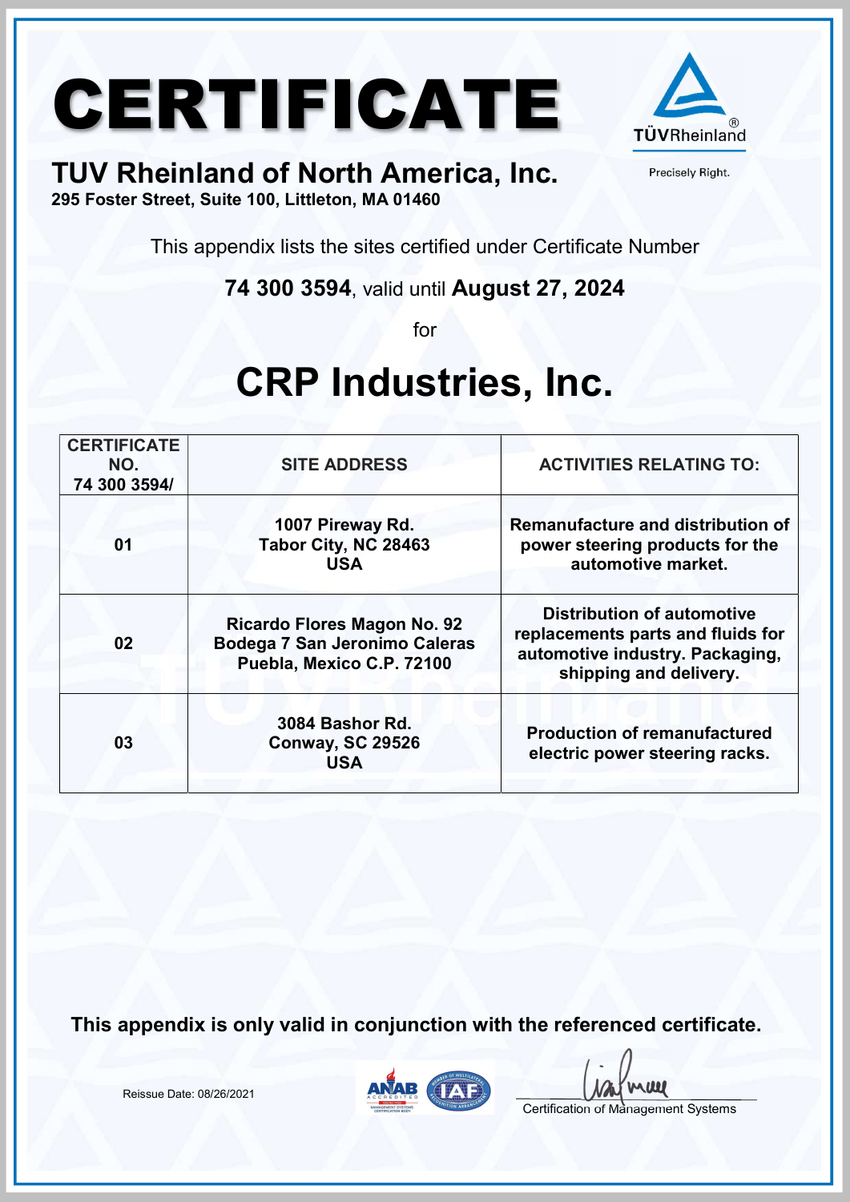# CERTIFICATE

## TUV Rheinland of North America, Inc.

**295 Foster Street, Suite 100, Littleton, MA 01460**

TÜVRheinland®

Precisely Right.

This appendix lists the sites certified under Certificate Number

**74 300 3594**, valid until **August 27, 2024**

for

# CRP Industries, Inc.

| CERTIFICATE NO. 74 300 3594/ | SITE ADDRESS | ACTIVITIES RELATING TO: |
|---|---|---|
| 01 | 1007 Pireway Rd.<br>Tabor City, NC 28463<br>USA | Remanufacture and distribution of power steering products for the automotive market. |
| 02 | Ricardo Flores Magon No. 92<br>Bodega 7 San Jeronimo Caleras<br>Puebla, Mexico C.P. 72100 | Distribution of automotive replacements parts and fluids for automotive industry. Packaging, shipping and delivery. |
| 03 | 3084 Bashor Rd.<br>Conway, SC 29526<br>USA | Production of remanufactured electric power steering racks. |

**This appendix is only valid in conjunction with the referenced certificate.**

Reissue Date: 08/26/2021

Certification of Management Systems